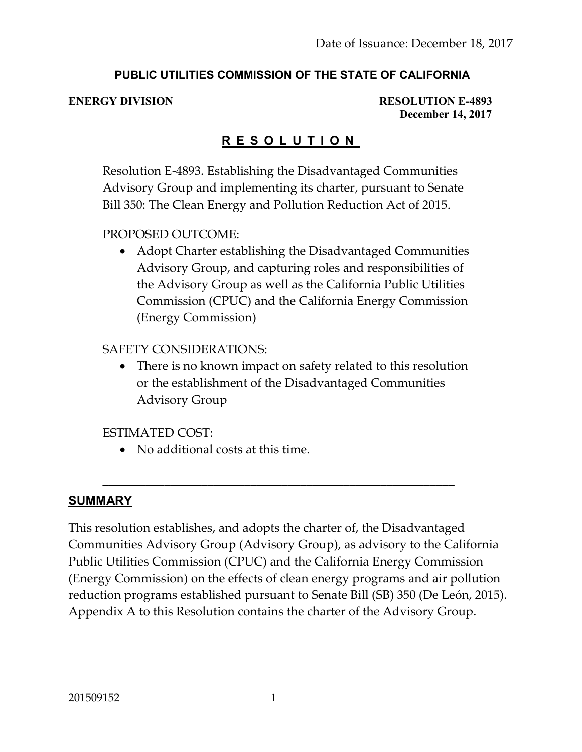Date of Issuance: December 18, 2017

**PUBLIC UTILITIES COMMISSION OF THE STATE OF CALIFORNIA**

**ENERGY DIVISION** **RESOLUTION E-4893**
**December 14, 2017**

# R E S O L U T I O N

Resolution E-4893. Establishing the Disadvantaged Communities Advisory Group and implementing its charter, pursuant to Senate Bill 350: The Clean Energy and Pollution Reduction Act of 2015.

PROPOSED OUTCOME:

- Adopt Charter establishing the Disadvantaged Communities Advisory Group, and capturing roles and responsibilities of the Advisory Group as well as the California Public Utilities Commission (CPUC) and the California Energy Commission (Energy Commission)

SAFETY CONSIDERATIONS:

- There is no known impact on safety related to this resolution or the establishment of the Disadvantaged Communities Advisory Group

ESTIMATED COST:

- No additional costs at this time.

---

## SUMMARY

This resolution establishes, and adopts the charter of, the Disadvantaged Communities Advisory Group (Advisory Group), as advisory to the California Public Utilities Commission (CPUC) and the California Energy Commission (Energy Commission) on the effects of clean energy programs and air pollution reduction programs established pursuant to Senate Bill (SB) 350 (De León, 2015). Appendix A to this Resolution contains the charter of the Advisory Group.

201509152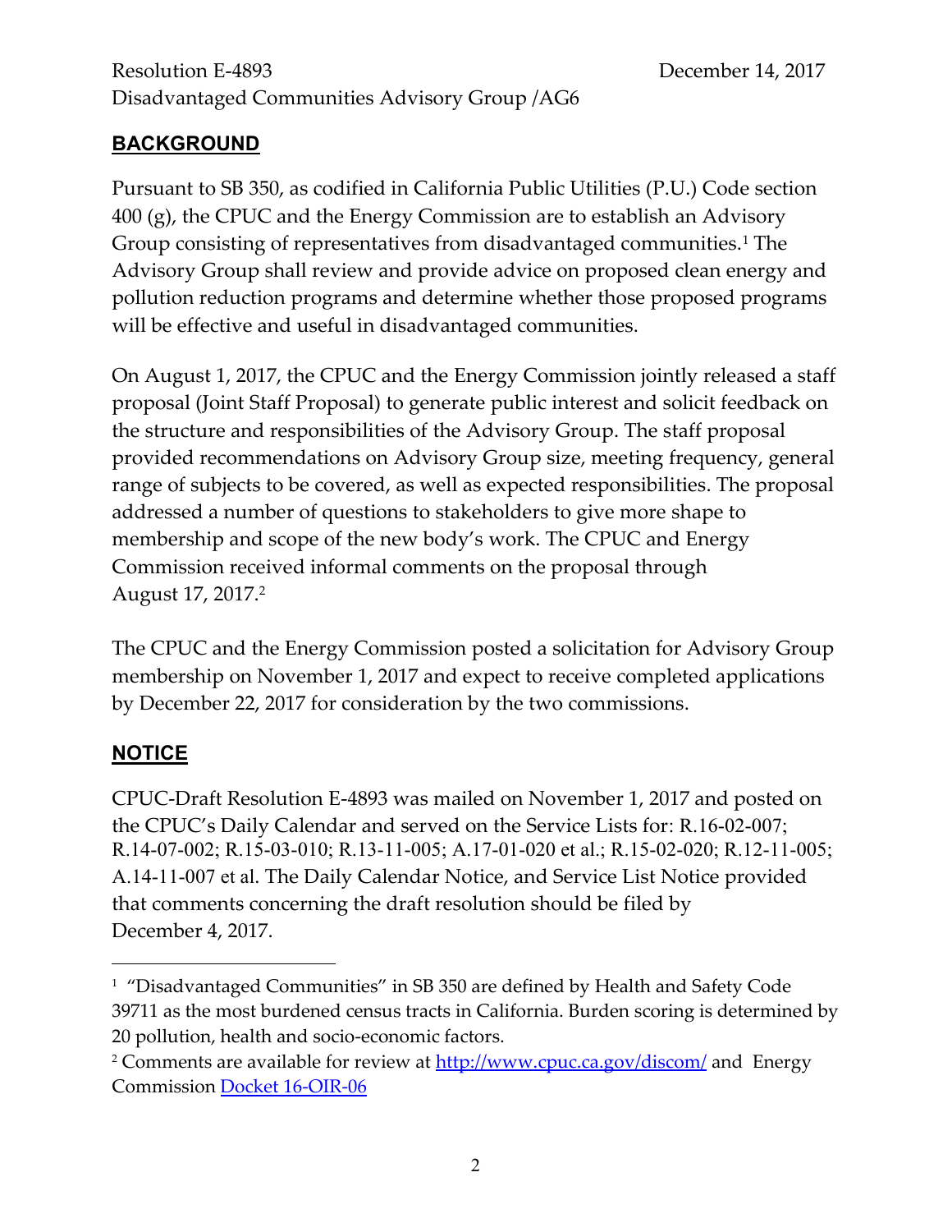## BACKGROUND

Pursuant to SB 350, as codified in California Public Utilities (P.U.) Code section 400 (g), the CPUC and the Energy Commission are to establish an Advisory Group consisting of representatives from disadvantaged communities.[1] The Advisory Group shall review and provide advice on proposed clean energy and pollution reduction programs and determine whether those proposed programs will be effective and useful in disadvantaged communities.

On August 1, 2017, the CPUC and the Energy Commission jointly released a staff proposal (Joint Staff Proposal) to generate public interest and solicit feedback on the structure and responsibilities of the Advisory Group. The staff proposal provided recommendations on Advisory Group size, meeting frequency, general range of subjects to be covered, as well as expected responsibilities. The proposal addressed a number of questions to stakeholders to give more shape to membership and scope of the new body's work. The CPUC and Energy Commission received informal comments on the proposal through August 17, 2017.[2]

The CPUC and the Energy Commission posted a solicitation for Advisory Group membership on November 1, 2017 and expect to receive completed applications by December 22, 2017 for consideration by the two commissions.

## NOTICE

CPUC-Draft Resolution E-4893 was mailed on November 1, 2017 and posted on the CPUC's Daily Calendar and served on the Service Lists for: R.16-02-007; R.14-07-002; R.15-03-010; R.13-11-005; A.17-01-020 et al.; R.15-02-020; R.12-11-005; A.14-11-007 et al. The Daily Calendar Notice, and Service List Notice provided that comments concerning the draft resolution should be filed by December 4, 2017.

---

[1] "Disadvantaged Communities" in SB 350 are defined by Health and Safety Code 39711 as the most burdened census tracts in California. Burden scoring is determined by 20 pollution, health and socio-economic factors.

[2] Comments are available for review at http://www.cpuc.ca.gov/discom/ and Energy Commission Docket 16-OIR-06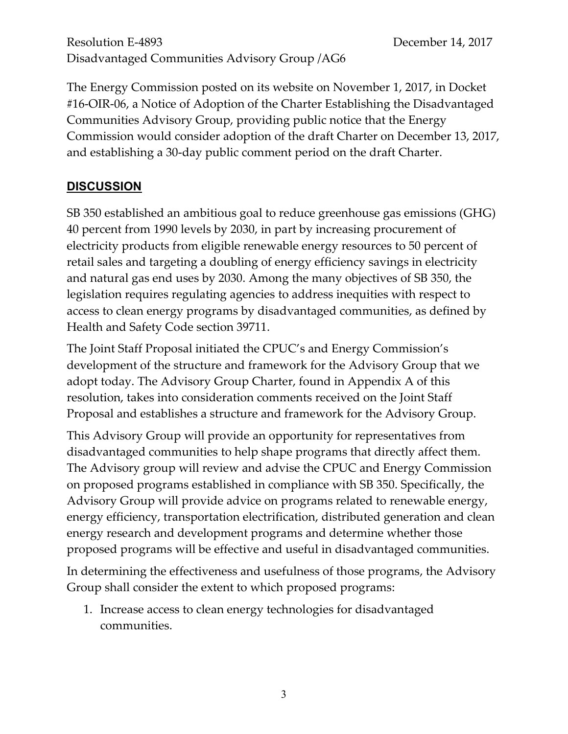The Energy Commission posted on its website on November 1, 2017, in Docket #16-OIR-06, a Notice of Adoption of the Charter Establishing the Disadvantaged Communities Advisory Group, providing public notice that the Energy Commission would consider adoption of the draft Charter on December 13, 2017, and establishing a 30-day public comment period on the draft Charter.

## DISCUSSION

SB 350 established an ambitious goal to reduce greenhouse gas emissions (GHG) 40 percent from 1990 levels by 2030, in part by increasing procurement of electricity products from eligible renewable energy resources to 50 percent of retail sales and targeting a doubling of energy efficiency savings in electricity and natural gas end uses by 2030. Among the many objectives of SB 350, the legislation requires regulating agencies to address inequities with respect to access to clean energy programs by disadvantaged communities, as defined by Health and Safety Code section 39711.

The Joint Staff Proposal initiated the CPUC's and Energy Commission's development of the structure and framework for the Advisory Group that we adopt today. The Advisory Group Charter, found in Appendix A of this resolution, takes into consideration comments received on the Joint Staff Proposal and establishes a structure and framework for the Advisory Group.

This Advisory Group will provide an opportunity for representatives from disadvantaged communities to help shape programs that directly affect them. The Advisory group will review and advise the CPUC and Energy Commission on proposed programs established in compliance with SB 350. Specifically, the Advisory Group will provide advice on programs related to renewable energy, energy efficiency, transportation electrification, distributed generation and clean energy research and development programs and determine whether those proposed programs will be effective and useful in disadvantaged communities.

In determining the effectiveness and usefulness of those programs, the Advisory Group shall consider the extent to which proposed programs:

1. Increase access to clean energy technologies for disadvantaged communities.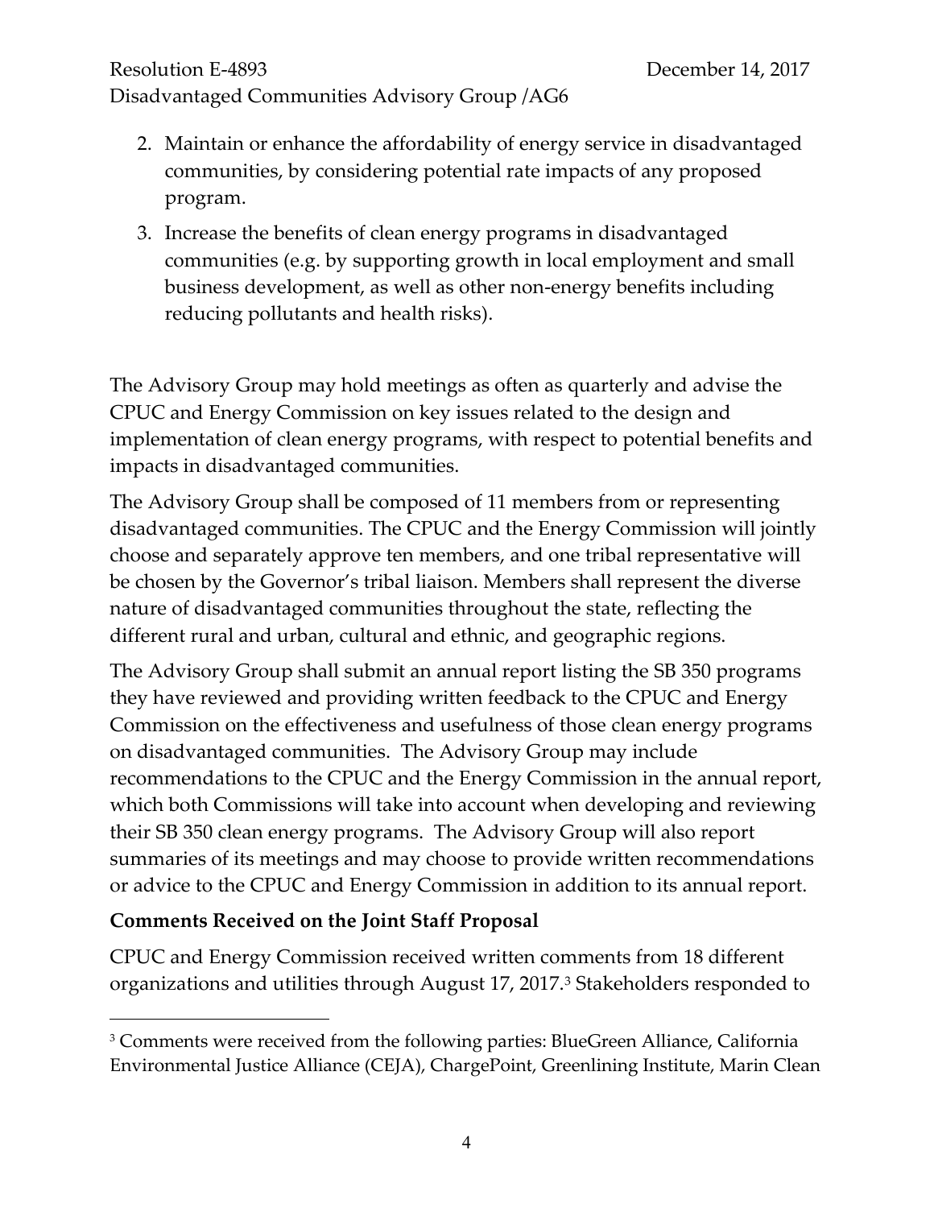2. Maintain or enhance the affordability of energy service in disadvantaged communities, by considering potential rate impacts of any proposed program.
3. Increase the benefits of clean energy programs in disadvantaged communities (e.g. by supporting growth in local employment and small business development, as well as other non-energy benefits including reducing pollutants and health risks).

The Advisory Group may hold meetings as often as quarterly and advise the CPUC and Energy Commission on key issues related to the design and implementation of clean energy programs, with respect to potential benefits and impacts in disadvantaged communities.

The Advisory Group shall be composed of 11 members from or representing disadvantaged communities. The CPUC and the Energy Commission will jointly choose and separately approve ten members, and one tribal representative will be chosen by the Governor's tribal liaison. Members shall represent the diverse nature of disadvantaged communities throughout the state, reflecting the different rural and urban, cultural and ethnic, and geographic regions.

The Advisory Group shall submit an annual report listing the SB 350 programs they have reviewed and providing written feedback to the CPUC and Energy Commission on the effectiveness and usefulness of those clean energy programs on disadvantaged communities. The Advisory Group may include recommendations to the CPUC and the Energy Commission in the annual report, which both Commissions will take into account when developing and reviewing their SB 350 clean energy programs. The Advisory Group will also report summaries of its meetings and may choose to provide written recommendations or advice to the CPUC and Energy Commission in addition to its annual report.

**Comments Received on the Joint Staff Proposal**

CPUC and Energy Commission received written comments from 18 different organizations and utilities through August 17, 2017.[3] Stakeholders responded to

---

[3] Comments were received from the following parties: BlueGreen Alliance, California Environmental Justice Alliance (CEJA), ChargePoint, Greenlining Institute, Marin Clean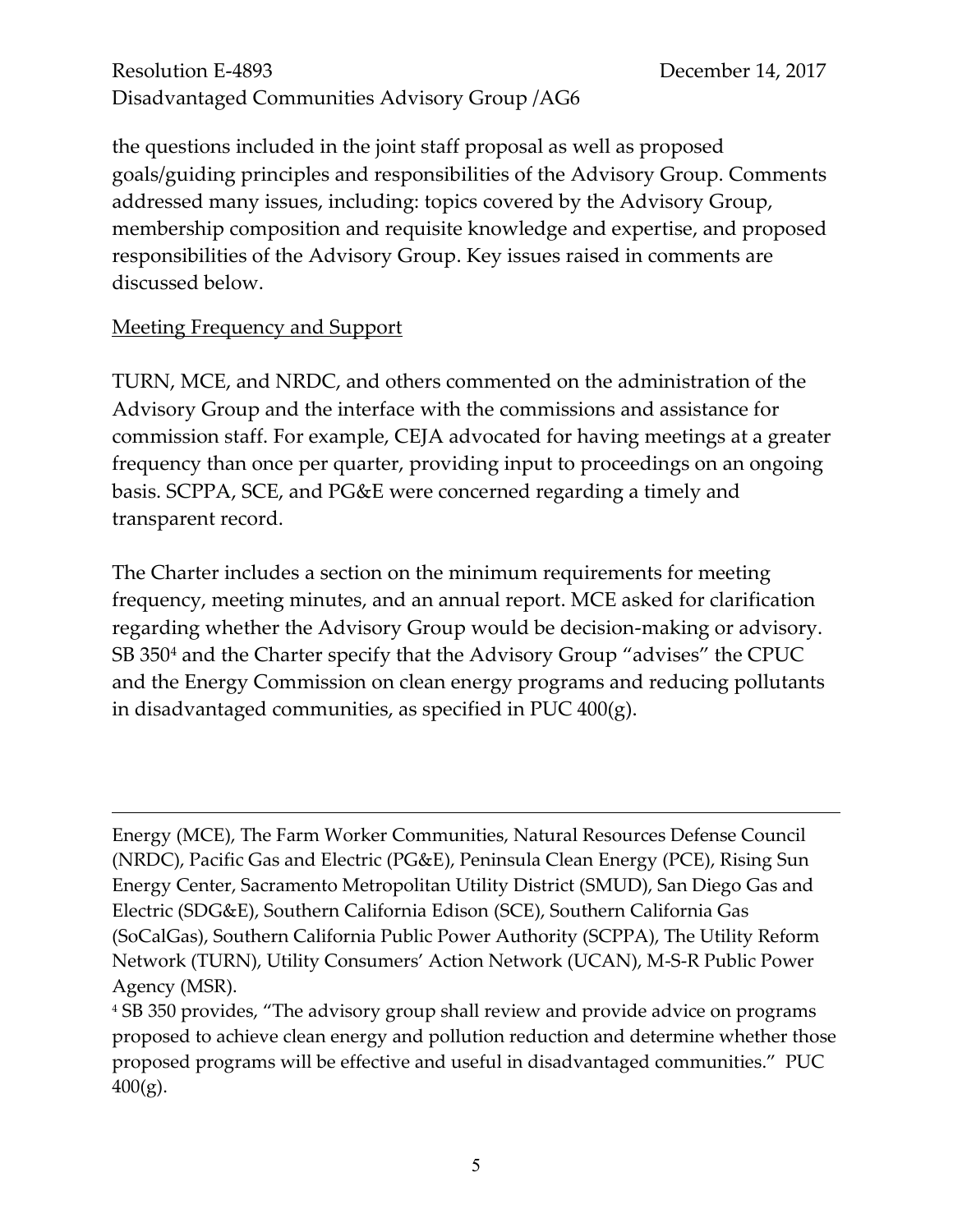the questions included in the joint staff proposal as well as proposed goals/guiding principles and responsibilities of the Advisory Group. Comments addressed many issues, including: topics covered by the Advisory Group, membership composition and requisite knowledge and expertise, and proposed responsibilities of the Advisory Group. Key issues raised in comments are discussed below.

Meeting Frequency and Support

TURN, MCE, and NRDC, and others commented on the administration of the Advisory Group and the interface with the commissions and assistance for commission staff. For example, CEJA advocated for having meetings at a greater frequency than once per quarter, providing input to proceedings on an ongoing basis. SCPPA, SCE, and PG&E were concerned regarding a timely and transparent record.

The Charter includes a section on the minimum requirements for meeting frequency, meeting minutes, and an annual report. MCE asked for clarification regarding whether the Advisory Group would be decision-making or advisory. SB 350[4] and the Charter specify that the Advisory Group "advises" the CPUC and the Energy Commission on clean energy programs and reducing pollutants in disadvantaged communities, as specified in PUC 400(g).

---

Energy (MCE), The Farm Worker Communities, Natural Resources Defense Council (NRDC), Pacific Gas and Electric (PG&E), Peninsula Clean Energy (PCE), Rising Sun Energy Center, Sacramento Metropolitan Utility District (SMUD), San Diego Gas and Electric (SDG&E), Southern California Edison (SCE), Southern California Gas (SoCalGas), Southern California Public Power Authority (SCPPA), The Utility Reform Network (TURN), Utility Consumers' Action Network (UCAN), M-S-R Public Power Agency (MSR).

[4] SB 350 provides, "The advisory group shall review and provide advice on programs proposed to achieve clean energy and pollution reduction and determine whether those proposed programs will be effective and useful in disadvantaged communities." PUC 400(g).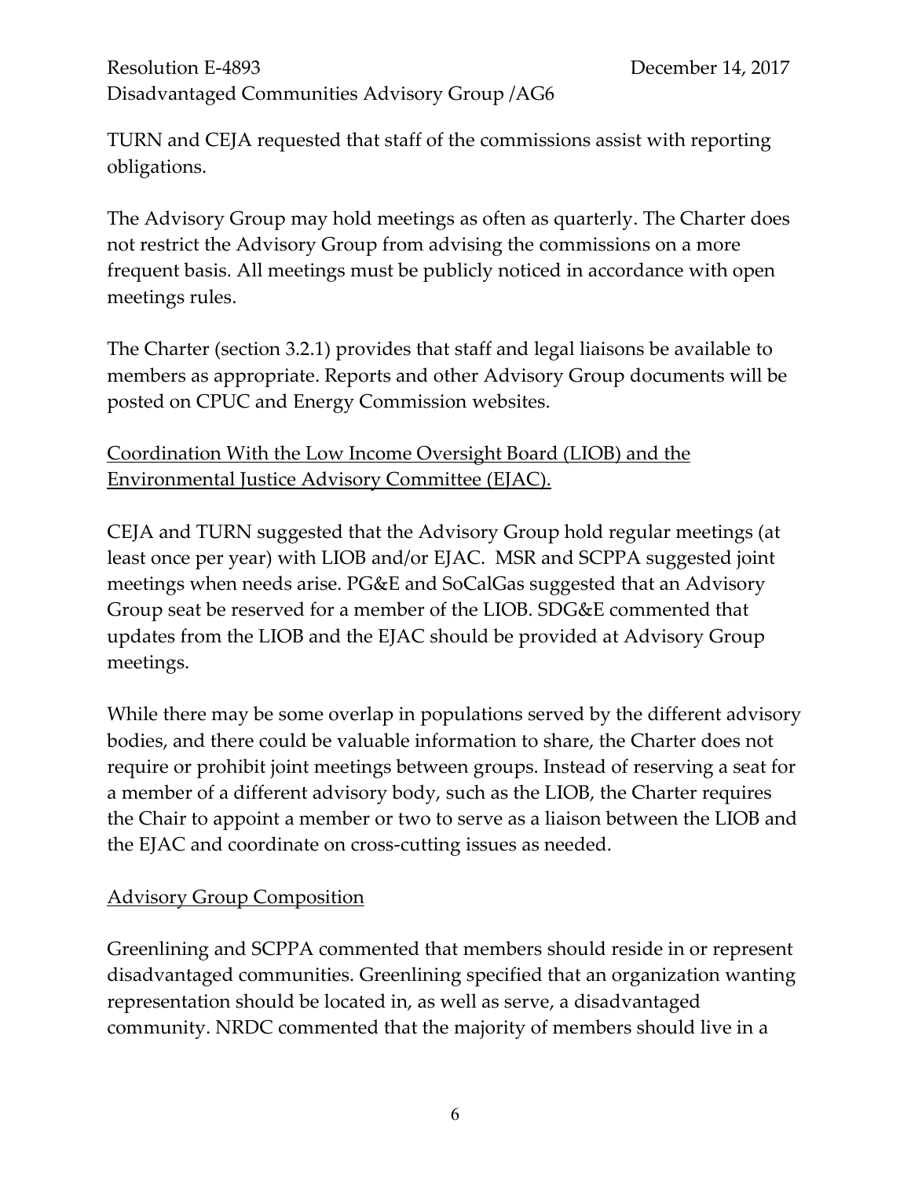TURN and CEJA requested that staff of the commissions assist with reporting obligations.

The Advisory Group may hold meetings as often as quarterly. The Charter does not restrict the Advisory Group from advising the commissions on a more frequent basis. All meetings must be publicly noticed in accordance with open meetings rules.

The Charter (section 3.2.1) provides that staff and legal liaisons be available to members as appropriate. Reports and other Advisory Group documents will be posted on CPUC and Energy Commission websites.

<u>Coordination With the Low Income Oversight Board (LIOB) and the Environmental Justice Advisory Committee (EJAC).</u>

CEJA and TURN suggested that the Advisory Group hold regular meetings (at least once per year) with LIOB and/or EJAC.  MSR and SCPPA suggested joint meetings when needs arise. PG&E and SoCalGas suggested that an Advisory Group seat be reserved for a member of the LIOB. SDG&E commented that updates from the LIOB and the EJAC should be provided at Advisory Group meetings.

While there may be some overlap in populations served by the different advisory bodies, and there could be valuable information to share, the Charter does not require or prohibit joint meetings between groups. Instead of reserving a seat for a member of a different advisory body, such as the LIOB, the Charter requires the Chair to appoint a member or two to serve as a liaison between the LIOB and the EJAC and coordinate on cross-cutting issues as needed.

<u>Advisory Group Composition</u>

Greenlining and SCPPA commented that members should reside in or represent disadvantaged communities. Greenlining specified that an organization wanting representation should be located in, as well as serve, a disadvantaged community. NRDC commented that the majority of members should live in a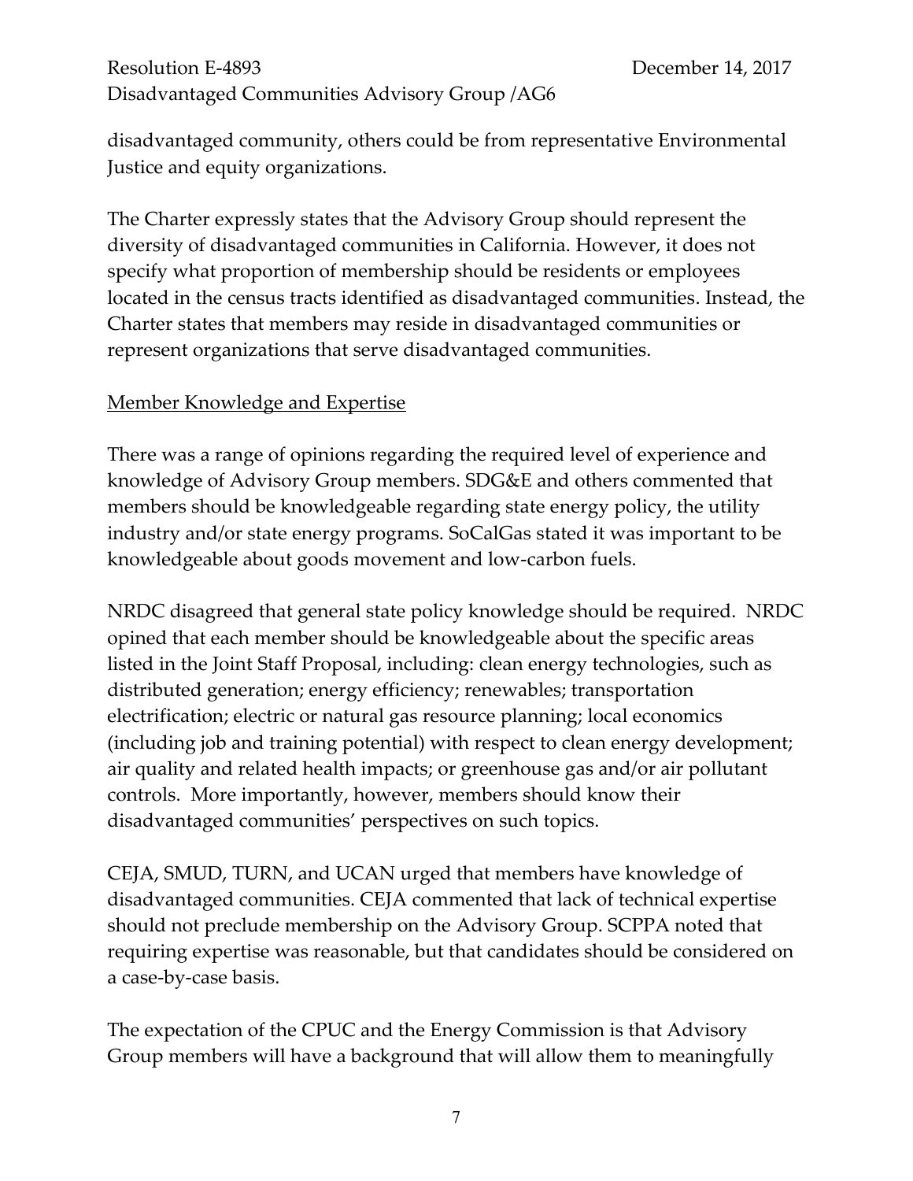disadvantaged community, others could be from representative Environmental Justice and equity organizations.

The Charter expressly states that the Advisory Group should represent the diversity of disadvantaged communities in California. However, it does not specify what proportion of membership should be residents or employees located in the census tracts identified as disadvantaged communities. Instead, the Charter states that members may reside in disadvantaged communities or represent organizations that serve disadvantaged communities.

<u>Member Knowledge and Expertise</u>

There was a range of opinions regarding the required level of experience and knowledge of Advisory Group members. SDG&E and others commented that members should be knowledgeable regarding state energy policy, the utility industry and/or state energy programs. SoCalGas stated it was important to be knowledgeable about goods movement and low-carbon fuels.

NRDC disagreed that general state policy knowledge should be required. NRDC opined that each member should be knowledgeable about the specific areas listed in the Joint Staff Proposal, including: clean energy technologies, such as distributed generation; energy efficiency; renewables; transportation electrification; electric or natural gas resource planning; local economics (including job and training potential) with respect to clean energy development; air quality and related health impacts; or greenhouse gas and/or air pollutant controls. More importantly, however, members should know their disadvantaged communities' perspectives on such topics.

CEJA, SMUD, TURN, and UCAN urged that members have knowledge of disadvantaged communities. CEJA commented that lack of technical expertise should not preclude membership on the Advisory Group. SCPPA noted that requiring expertise was reasonable, but that candidates should be considered on a case-by-case basis.

The expectation of the CPUC and the Energy Commission is that Advisory Group members will have a background that will allow them to meaningfully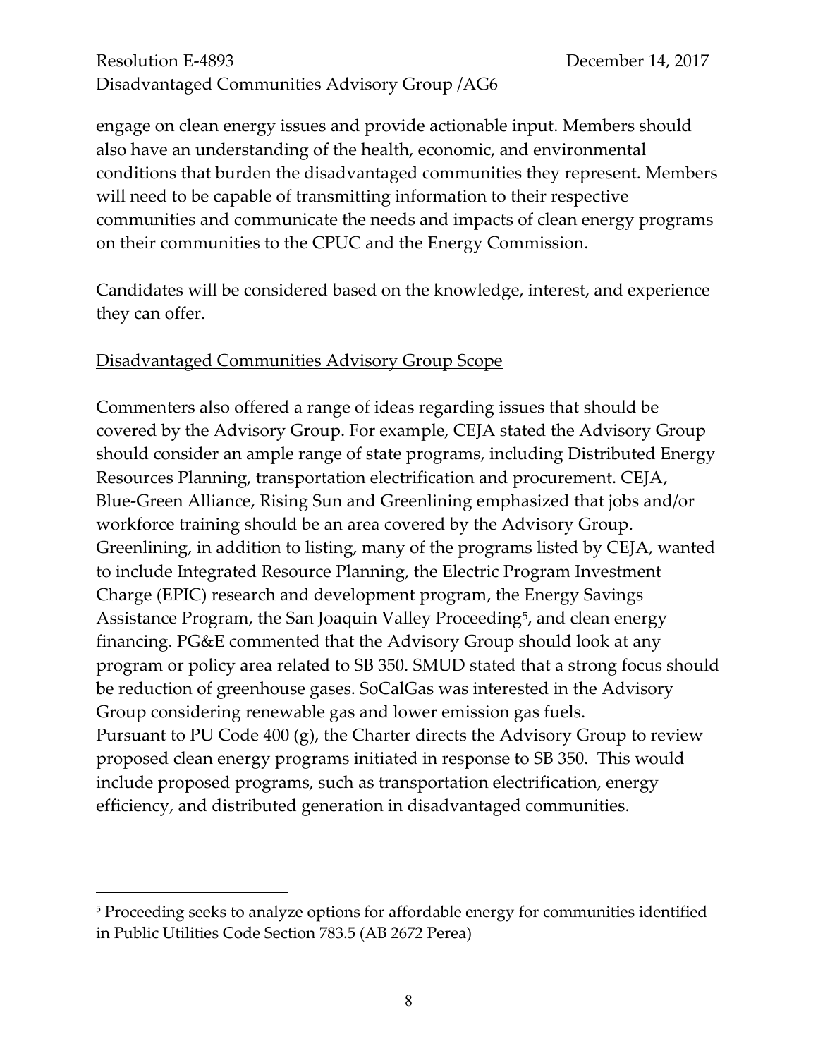engage on clean energy issues and provide actionable input. Members should also have an understanding of the health, economic, and environmental conditions that burden the disadvantaged communities they represent. Members will need to be capable of transmitting information to their respective communities and communicate the needs and impacts of clean energy programs on their communities to the CPUC and the Energy Commission.

Candidates will be considered based on the knowledge, interest, and experience they can offer.

Disadvantaged Communities Advisory Group Scope

Commenters also offered a range of ideas regarding issues that should be covered by the Advisory Group. For example, CEJA stated the Advisory Group should consider an ample range of state programs, including Distributed Energy Resources Planning, transportation electrification and procurement. CEJA, Blue-Green Alliance, Rising Sun and Greenlining emphasized that jobs and/or workforce training should be an area covered by the Advisory Group. Greenlining, in addition to listing, many of the programs listed by CEJA, wanted to include Integrated Resource Planning, the Electric Program Investment Charge (EPIC) research and development program, the Energy Savings Assistance Program, the San Joaquin Valley Proceeding[5], and clean energy financing. PG&E commented that the Advisory Group should look at any program or policy area related to SB 350. SMUD stated that a strong focus should be reduction of greenhouse gases. SoCalGas was interested in the Advisory Group considering renewable gas and lower emission gas fuels.
Pursuant to PU Code 400 (g), the Charter directs the Advisory Group to review proposed clean energy programs initiated in response to SB 350. This would include proposed programs, such as transportation electrification, energy efficiency, and distributed generation in disadvantaged communities.

---

[5] Proceeding seeks to analyze options for affordable energy for communities identified in Public Utilities Code Section 783.5 (AB 2672 Perea)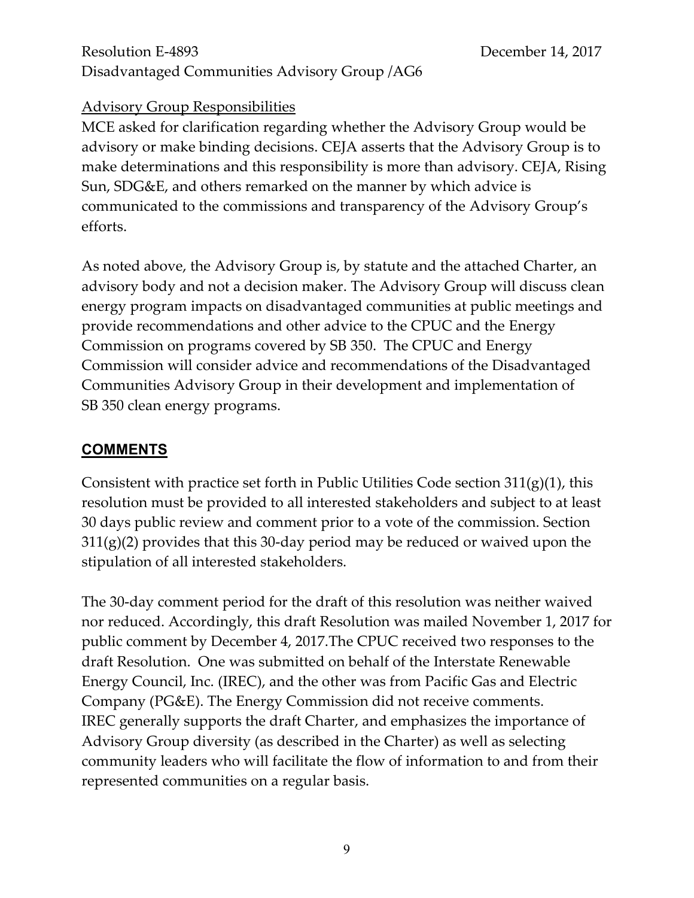Advisory Group Responsibilities

MCE asked for clarification regarding whether the Advisory Group would be advisory or make binding decisions. CEJA asserts that the Advisory Group is to make determinations and this responsibility is more than advisory. CEJA, Rising Sun, SDG&E, and others remarked on the manner by which advice is communicated to the commissions and transparency of the Advisory Group's efforts.

As noted above, the Advisory Group is, by statute and the attached Charter, an advisory body and not a decision maker. The Advisory Group will discuss clean energy program impacts on disadvantaged communities at public meetings and provide recommendations and other advice to the CPUC and the Energy Commission on programs covered by SB 350. The CPUC and Energy Commission will consider advice and recommendations of the Disadvantaged Communities Advisory Group in their development and implementation of SB 350 clean energy programs.

## COMMENTS

Consistent with practice set forth in Public Utilities Code section 311(g)(1), this resolution must be provided to all interested stakeholders and subject to at least 30 days public review and comment prior to a vote of the commission. Section 311(g)(2) provides that this 30-day period may be reduced or waived upon the stipulation of all interested stakeholders.

The 30-day comment period for the draft of this resolution was neither waived nor reduced. Accordingly, this draft Resolution was mailed November 1, 2017 for public comment by December 4, 2017.The CPUC received two responses to the draft Resolution. One was submitted on behalf of the Interstate Renewable Energy Council, Inc. (IREC), and the other was from Pacific Gas and Electric Company (PG&E). The Energy Commission did not receive comments. IREC generally supports the draft Charter, and emphasizes the importance of Advisory Group diversity (as described in the Charter) as well as selecting community leaders who will facilitate the flow of information to and from their represented communities on a regular basis.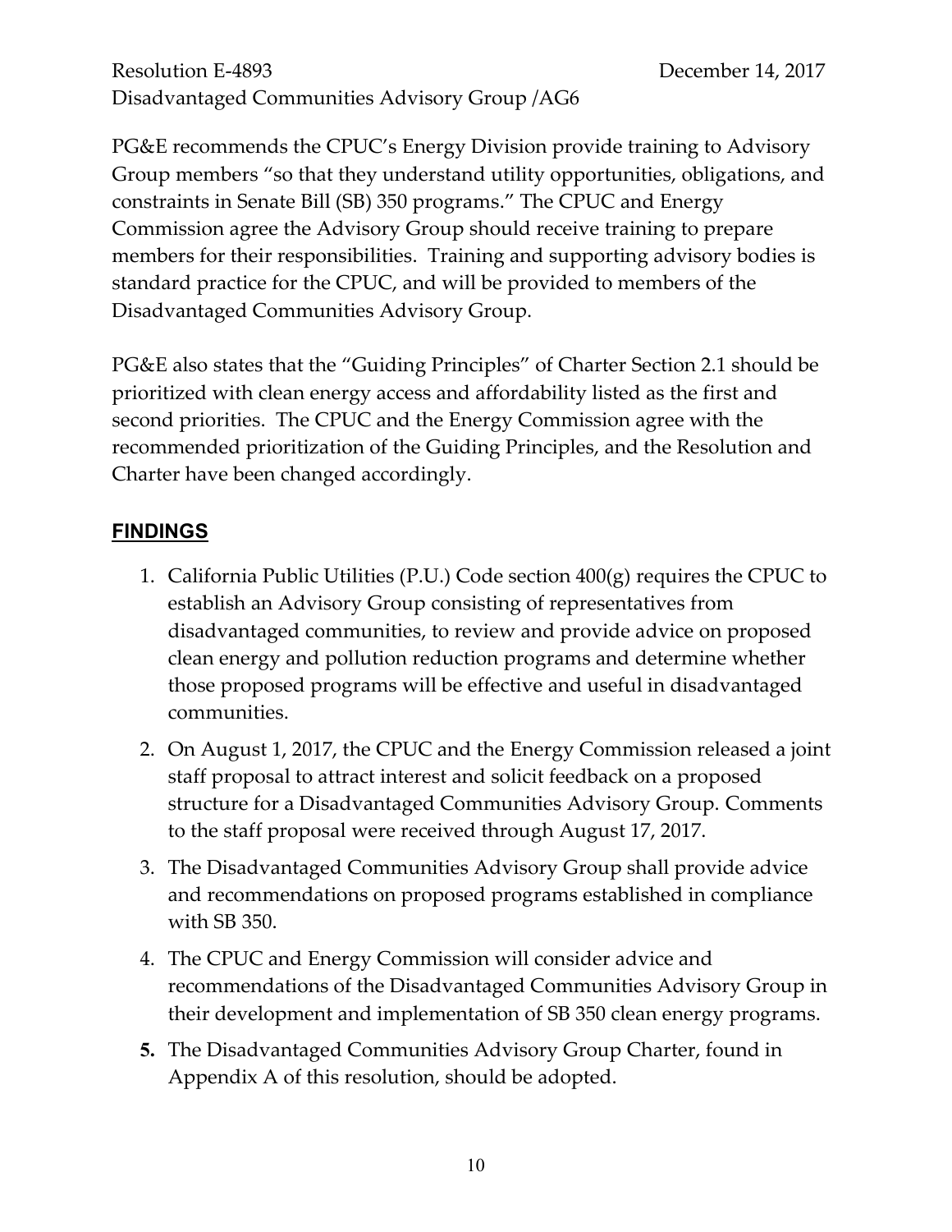PG&E recommends the CPUC's Energy Division provide training to Advisory Group members "so that they understand utility opportunities, obligations, and constraints in Senate Bill (SB) 350 programs." The CPUC and Energy Commission agree the Advisory Group should receive training to prepare members for their responsibilities. Training and supporting advisory bodies is standard practice for the CPUC, and will be provided to members of the Disadvantaged Communities Advisory Group.

PG&E also states that the "Guiding Principles" of Charter Section 2.1 should be prioritized with clean energy access and affordability listed as the first and second priorities. The CPUC and the Energy Commission agree with the recommended prioritization of the Guiding Principles, and the Resolution and Charter have been changed accordingly.

## FINDINGS

1. California Public Utilities (P.U.) Code section 400(g) requires the CPUC to establish an Advisory Group consisting of representatives from disadvantaged communities, to review and provide advice on proposed clean energy and pollution reduction programs and determine whether those proposed programs will be effective and useful in disadvantaged communities.
2. On August 1, 2017, the CPUC and the Energy Commission released a joint staff proposal to attract interest and solicit feedback on a proposed structure for a Disadvantaged Communities Advisory Group. Comments to the staff proposal were received through August 17, 2017.
3. The Disadvantaged Communities Advisory Group shall provide advice and recommendations on proposed programs established in compliance with SB 350.
4. The CPUC and Energy Commission will consider advice and recommendations of the Disadvantaged Communities Advisory Group in their development and implementation of SB 350 clean energy programs.
5. The Disadvantaged Communities Advisory Group Charter, found in Appendix A of this resolution, should be adopted.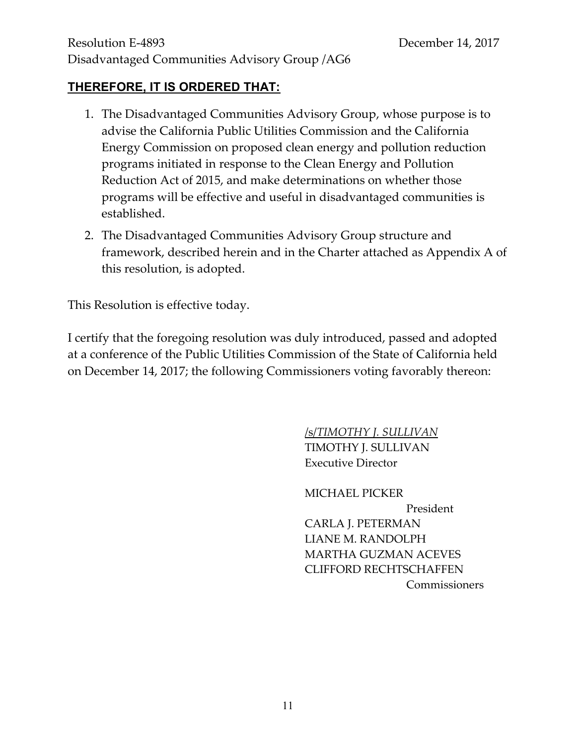## **THEREFORE, IT IS ORDERED THAT:**

1. The Disadvantaged Communities Advisory Group, whose purpose is to advise the California Public Utilities Commission and the California Energy Commission on proposed clean energy and pollution reduction programs initiated in response to the Clean Energy and Pollution Reduction Act of 2015, and make determinations on whether those programs will be effective and useful in disadvantaged communities is established.
2. The Disadvantaged Communities Advisory Group structure and framework, described herein and in the Charter attached as Appendix A of this resolution, is adopted.

This Resolution is effective today.

I certify that the foregoing resolution was duly introduced, passed and adopted at a conference of the Public Utilities Commission of the State of California held on December 14, 2017; the following Commissioners voting favorably thereon:

/s/*TIMOTHY J. SULLIVAN*
TIMOTHY J. SULLIVAN
Executive Director

MICHAEL PICKER
President
CARLA J. PETERMAN
LIANE M. RANDOLPH
MARTHA GUZMAN ACEVES
CLIFFORD RECHTSCHAFFEN
Commissioners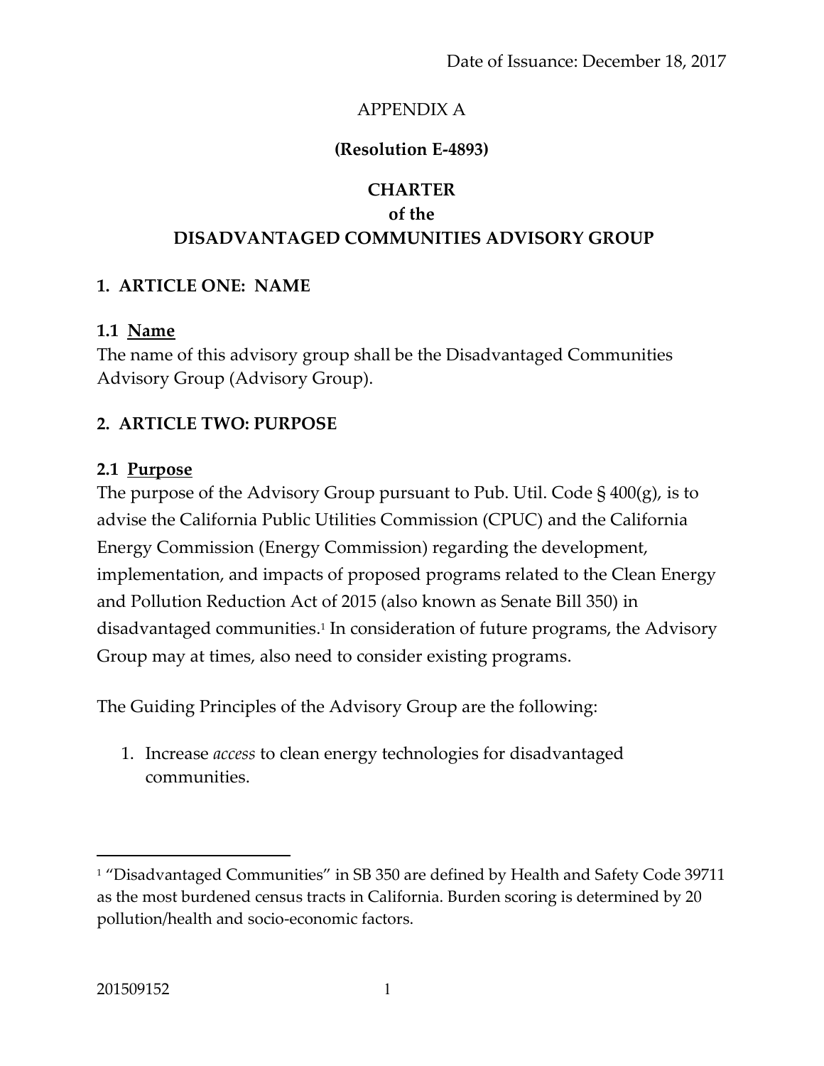Date of Issuance: December 18, 2017

APPENDIX A

**(Resolution E-4893)**

# CHARTER
# of the
# DISADVANTAGED COMMUNITIES ADVISORY GROUP

## 1. ARTICLE ONE: NAME

### 1.1 Name

The name of this advisory group shall be the Disadvantaged Communities Advisory Group (Advisory Group).

## 2. ARTICLE TWO: PURPOSE

### 2.1 Purpose

The purpose of the Advisory Group pursuant to Pub. Util. Code § 400(g), is to advise the California Public Utilities Commission (CPUC) and the California Energy Commission (Energy Commission) regarding the development, implementation, and impacts of proposed programs related to the Clean Energy and Pollution Reduction Act of 2015 (also known as Senate Bill 350) in disadvantaged communities.[1] In consideration of future programs, the Advisory Group may at times, also need to consider existing programs.

The Guiding Principles of the Advisory Group are the following:

1. Increase *access* to clean energy technologies for disadvantaged communities.

---

[1] "Disadvantaged Communities" in SB 350 are defined by Health and Safety Code 39711 as the most burdened census tracts in California. Burden scoring is determined by 20 pollution/health and socio-economic factors.

201509152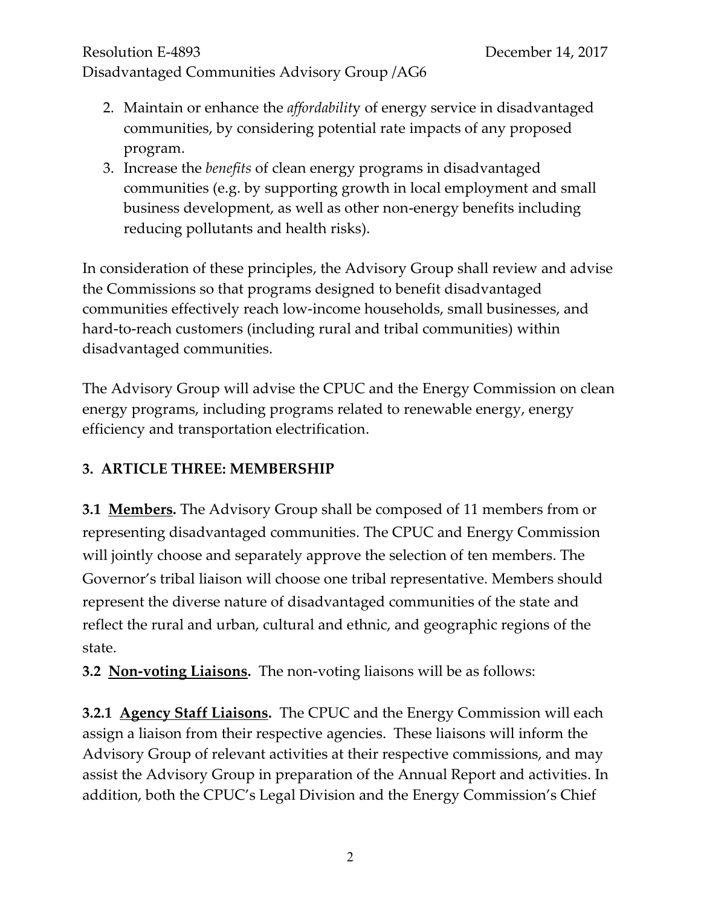2. Maintain or enhance the *affordability* of energy service in disadvantaged communities, by considering potential rate impacts of any proposed program.
3. Increase the *benefits* of clean energy programs in disadvantaged communities (e.g. by supporting growth in local employment and small business development, as well as other non-energy benefits including reducing pollutants and health risks).

In consideration of these principles, the Advisory Group shall review and advise the Commissions so that programs designed to benefit disadvantaged communities effectively reach low-income households, small businesses, and hard-to-reach customers (including rural and tribal communities) within disadvantaged communities.

The Advisory Group will advise the CPUC and the Energy Commission on clean energy programs, including programs related to renewable energy, energy efficiency and transportation electrification.

## 3. ARTICLE THREE: MEMBERSHIP

**3.1 Members.** The Advisory Group shall be composed of 11 members from or representing disadvantaged communities. The CPUC and Energy Commission will jointly choose and separately approve the selection of ten members. The Governor's tribal liaison will choose one tribal representative. Members should represent the diverse nature of disadvantaged communities of the state and reflect the rural and urban, cultural and ethnic, and geographic regions of the state.

**3.2 Non-voting Liaisons.** The non-voting liaisons will be as follows:

**3.2.1 Agency Staff Liaisons.** The CPUC and the Energy Commission will each assign a liaison from their respective agencies. These liaisons will inform the Advisory Group of relevant activities at their respective commissions, and may assist the Advisory Group in preparation of the Annual Report and activities. In addition, both the CPUC's Legal Division and the Energy Commission's Chief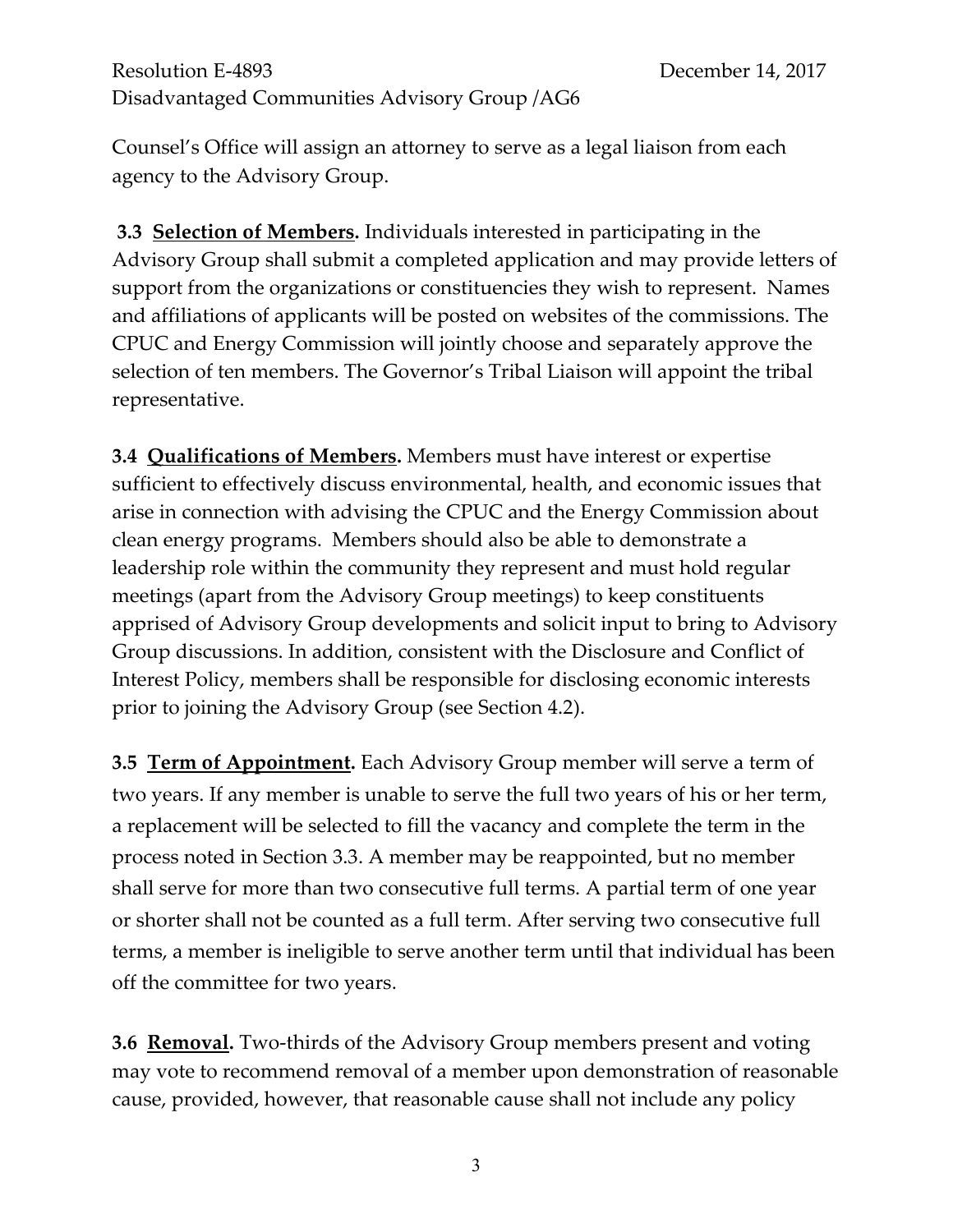Counsel's Office will assign an attorney to serve as a legal liaison from each agency to the Advisory Group.

**3.3 Selection of Members.** Individuals interested in participating in the Advisory Group shall submit a completed application and may provide letters of support from the organizations or constituencies they wish to represent. Names and affiliations of applicants will be posted on websites of the commissions. The CPUC and Energy Commission will jointly choose and separately approve the selection of ten members. The Governor's Tribal Liaison will appoint the tribal representative.

**3.4 Qualifications of Members.** Members must have interest or expertise sufficient to effectively discuss environmental, health, and economic issues that arise in connection with advising the CPUC and the Energy Commission about clean energy programs. Members should also be able to demonstrate a leadership role within the community they represent and must hold regular meetings (apart from the Advisory Group meetings) to keep constituents apprised of Advisory Group developments and solicit input to bring to Advisory Group discussions. In addition, consistent with the Disclosure and Conflict of Interest Policy, members shall be responsible for disclosing economic interests prior to joining the Advisory Group (see Section 4.2).

**3.5 Term of Appointment.** Each Advisory Group member will serve a term of two years. If any member is unable to serve the full two years of his or her term, a replacement will be selected to fill the vacancy and complete the term in the process noted in Section 3.3. A member may be reappointed, but no member shall serve for more than two consecutive full terms. A partial term of one year or shorter shall not be counted as a full term. After serving two consecutive full terms, a member is ineligible to serve another term until that individual has been off the committee for two years.

**3.6 Removal.** Two-thirds of the Advisory Group members present and voting may vote to recommend removal of a member upon demonstration of reasonable cause, provided, however, that reasonable cause shall not include any policy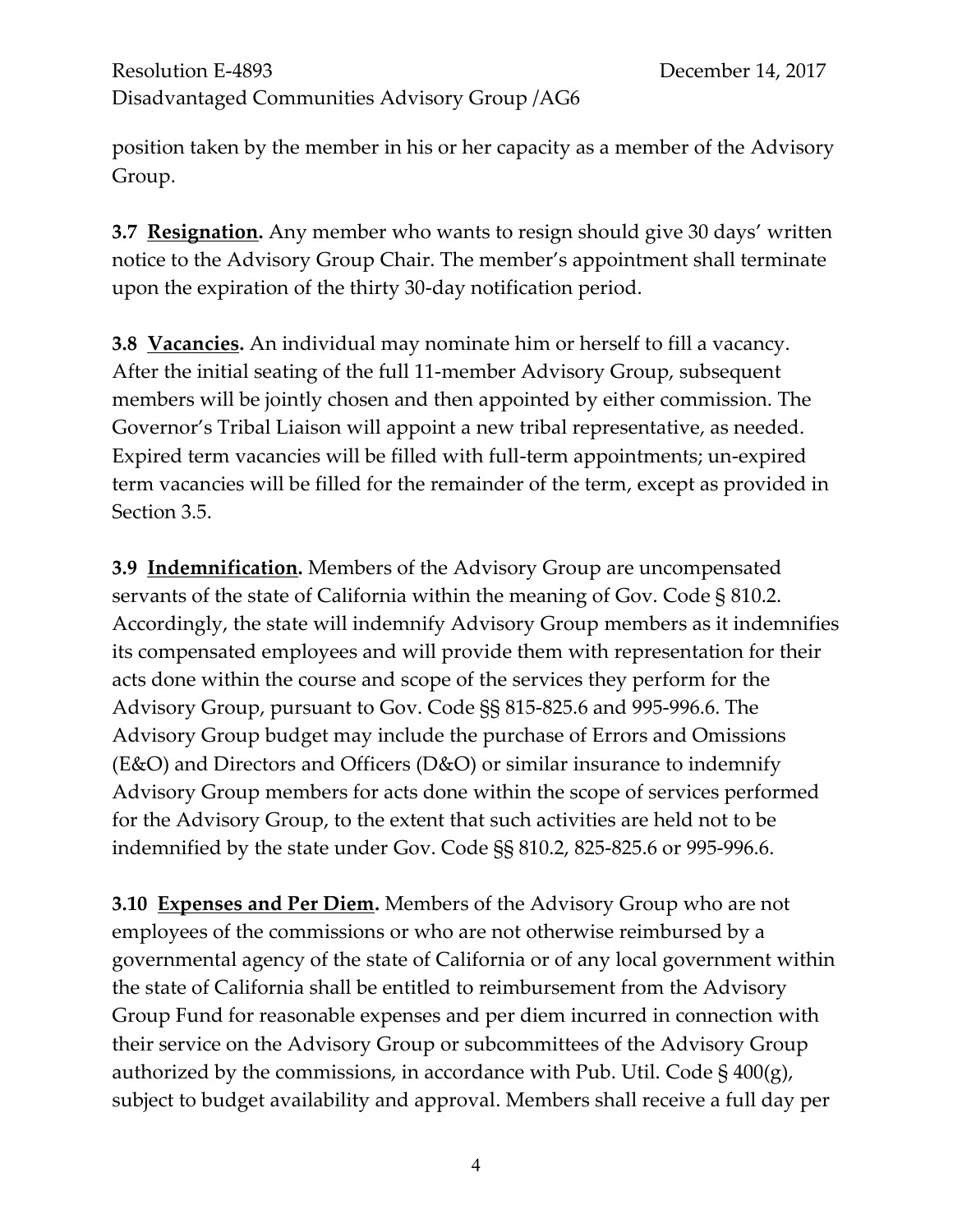position taken by the member in his or her capacity as a member of the Advisory Group.

**3.7 Resignation.** Any member who wants to resign should give 30 days' written notice to the Advisory Group Chair. The member's appointment shall terminate upon the expiration of the thirty 30-day notification period.

**3.8 Vacancies.** An individual may nominate him or herself to fill a vacancy. After the initial seating of the full 11-member Advisory Group, subsequent members will be jointly chosen and then appointed by either commission. The Governor's Tribal Liaison will appoint a new tribal representative, as needed. Expired term vacancies will be filled with full-term appointments; un-expired term vacancies will be filled for the remainder of the term, except as provided in Section 3.5.

**3.9 Indemnification.** Members of the Advisory Group are uncompensated servants of the state of California within the meaning of Gov. Code § 810.2. Accordingly, the state will indemnify Advisory Group members as it indemnifies its compensated employees and will provide them with representation for their acts done within the course and scope of the services they perform for the Advisory Group, pursuant to Gov. Code §§ 815-825.6 and 995-996.6. The Advisory Group budget may include the purchase of Errors and Omissions (E&O) and Directors and Officers (D&O) or similar insurance to indemnify Advisory Group members for acts done within the scope of services performed for the Advisory Group, to the extent that such activities are held not to be indemnified by the state under Gov. Code §§ 810.2, 825-825.6 or 995-996.6.

**3.10 Expenses and Per Diem.** Members of the Advisory Group who are not employees of the commissions or who are not otherwise reimbursed by a governmental agency of the state of California or of any local government within the state of California shall be entitled to reimbursement from the Advisory Group Fund for reasonable expenses and per diem incurred in connection with their service on the Advisory Group or subcommittees of the Advisory Group authorized by the commissions, in accordance with Pub. Util. Code § 400(g), subject to budget availability and approval. Members shall receive a full day per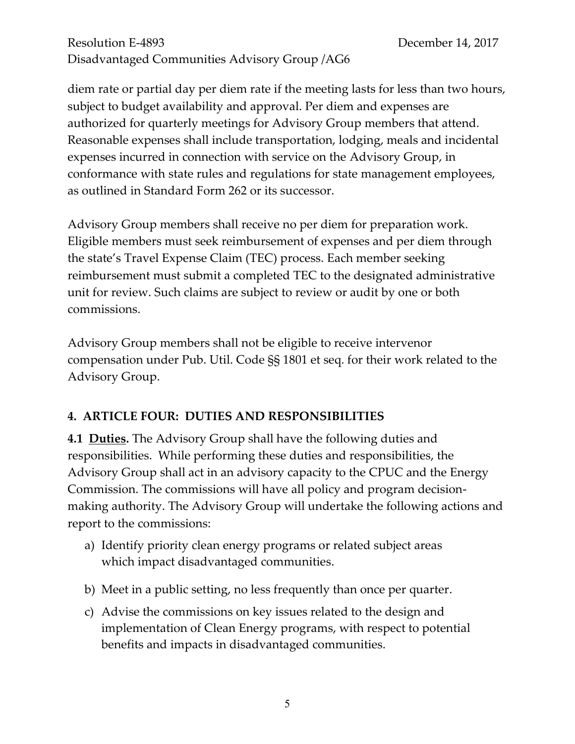diem rate or partial day per diem rate if the meeting lasts for less than two hours, subject to budget availability and approval. Per diem and expenses are authorized for quarterly meetings for Advisory Group members that attend. Reasonable expenses shall include transportation, lodging, meals and incidental expenses incurred in connection with service on the Advisory Group, in conformance with state rules and regulations for state management employees, as outlined in Standard Form 262 or its successor.

Advisory Group members shall receive no per diem for preparation work. Eligible members must seek reimbursement of expenses and per diem through the state's Travel Expense Claim (TEC) process. Each member seeking reimbursement must submit a completed TEC to the designated administrative unit for review. Such claims are subject to review or audit by one or both commissions.

Advisory Group members shall not be eligible to receive intervenor compensation under Pub. Util. Code §§ 1801 et seq. for their work related to the Advisory Group.

## 4. ARTICLE FOUR: DUTIES AND RESPONSIBILITIES

**4.1 <u>Duties</u>.** The Advisory Group shall have the following duties and responsibilities. While performing these duties and responsibilities, the Advisory Group shall act in an advisory capacity to the CPUC and the Energy Commission. The commissions will have all policy and program decision-making authority. The Advisory Group will undertake the following actions and report to the commissions:

a) Identify priority clean energy programs or related subject areas which impact disadvantaged communities.

b) Meet in a public setting, no less frequently than once per quarter.

c) Advise the commissions on key issues related to the design and implementation of Clean Energy programs, with respect to potential benefits and impacts in disadvantaged communities.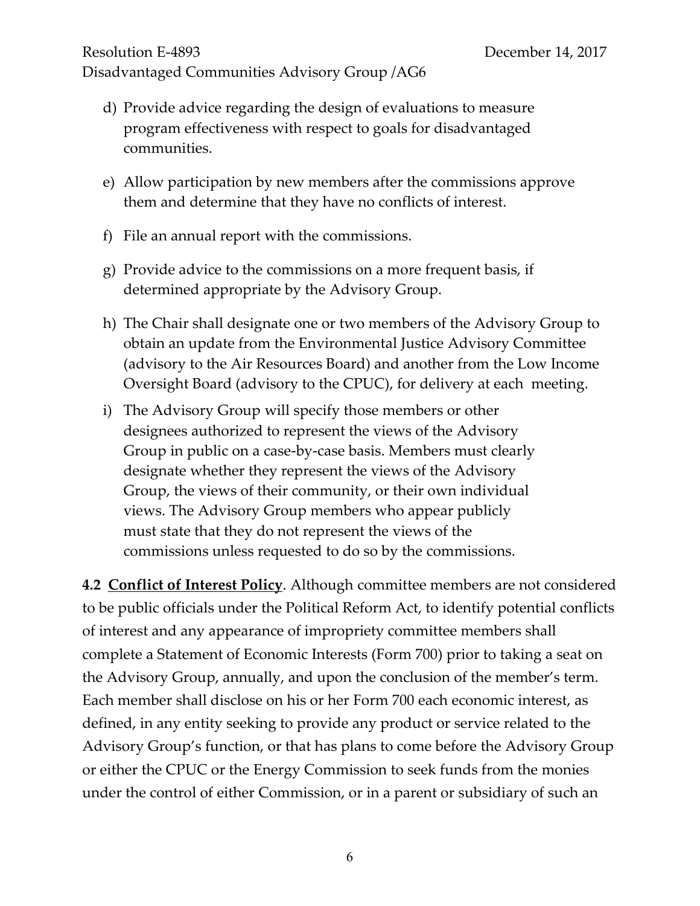d) Provide advice regarding the design of evaluations to measure program effectiveness with respect to goals for disadvantaged communities.

e) Allow participation by new members after the commissions approve them and determine that they have no conflicts of interest.

f) File an annual report with the commissions.

g) Provide advice to the commissions on a more frequent basis, if determined appropriate by the Advisory Group.

h) The Chair shall designate one or two members of the Advisory Group to obtain an update from the Environmental Justice Advisory Committee (advisory to the Air Resources Board) and another from the Low Income Oversight Board (advisory to the CPUC), for delivery at each meeting.

i) The Advisory Group will specify those members or other designees authorized to represent the views of the Advisory Group in public on a case-by-case basis. Members must clearly designate whether they represent the views of the Advisory Group, the views of their community, or their own individual views. The Advisory Group members who appear publicly must state that they do not represent the views of the commissions unless requested to do so by the commissions.

**4.2 Conflict of Interest Policy**. Although committee members are not considered to be public officials under the Political Reform Act, to identify potential conflicts of interest and any appearance of impropriety committee members shall complete a Statement of Economic Interests (Form 700) prior to taking a seat on the Advisory Group, annually, and upon the conclusion of the member's term. Each member shall disclose on his or her Form 700 each economic interest, as defined, in any entity seeking to provide any product or service related to the Advisory Group's function, or that has plans to come before the Advisory Group or either the CPUC or the Energy Commission to seek funds from the monies under the control of either Commission, or in a parent or subsidiary of such an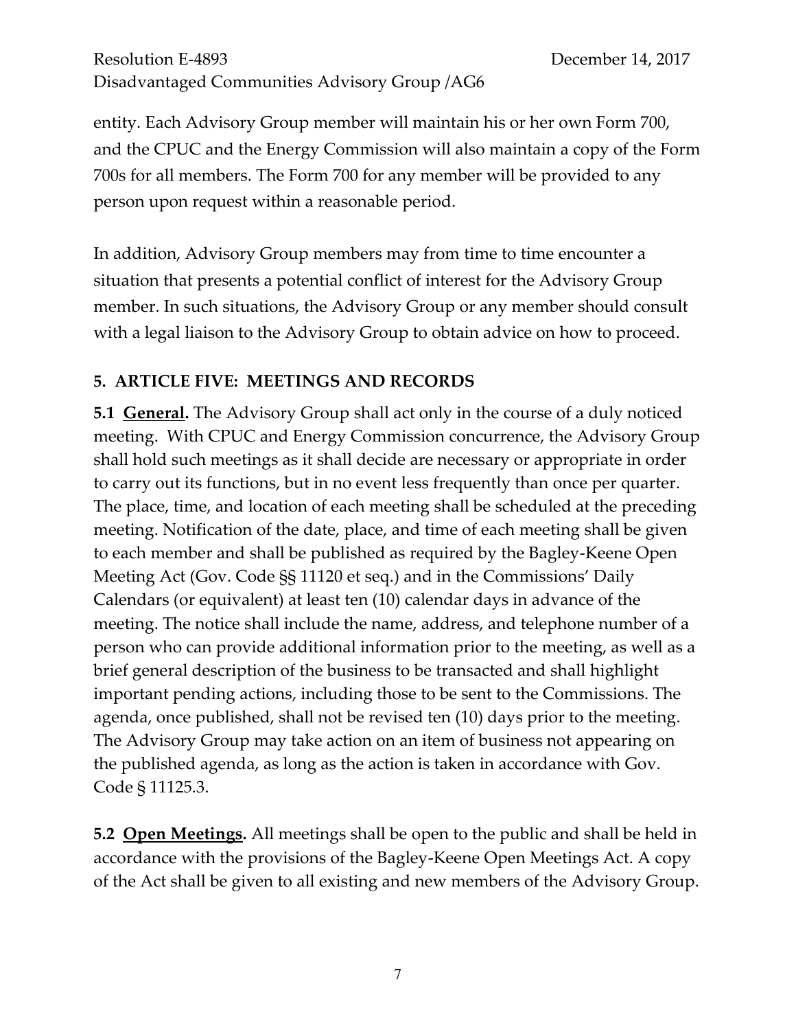entity. Each Advisory Group member will maintain his or her own Form 700, and the CPUC and the Energy Commission will also maintain a copy of the Form 700s for all members. The Form 700 for any member will be provided to any person upon request within a reasonable period.

In addition, Advisory Group members may from time to time encounter a situation that presents a potential conflict of interest for the Advisory Group member. In such situations, the Advisory Group or any member should consult with a legal liaison to the Advisory Group to obtain advice on how to proceed.

## 5. ARTICLE FIVE: MEETINGS AND RECORDS

**5.1 <u>General</u>.** The Advisory Group shall act only in the course of a duly noticed meeting. With CPUC and Energy Commission concurrence, the Advisory Group shall hold such meetings as it shall decide are necessary or appropriate in order to carry out its functions, but in no event less frequently than once per quarter. The place, time, and location of each meeting shall be scheduled at the preceding meeting. Notification of the date, place, and time of each meeting shall be given to each member and shall be published as required by the Bagley-Keene Open Meeting Act (Gov. Code §§ 11120 et seq.) and in the Commissions' Daily Calendars (or equivalent) at least ten (10) calendar days in advance of the meeting. The notice shall include the name, address, and telephone number of a person who can provide additional information prior to the meeting, as well as a brief general description of the business to be transacted and shall highlight important pending actions, including those to be sent to the Commissions. The agenda, once published, shall not be revised ten (10) days prior to the meeting. The Advisory Group may take action on an item of business not appearing on the published agenda, as long as the action is taken in accordance with Gov. Code § 11125.3.

**5.2 <u>Open Meetings</u>.** All meetings shall be open to the public and shall be held in accordance with the provisions of the Bagley-Keene Open Meetings Act. A copy of the Act shall be given to all existing and new members of the Advisory Group.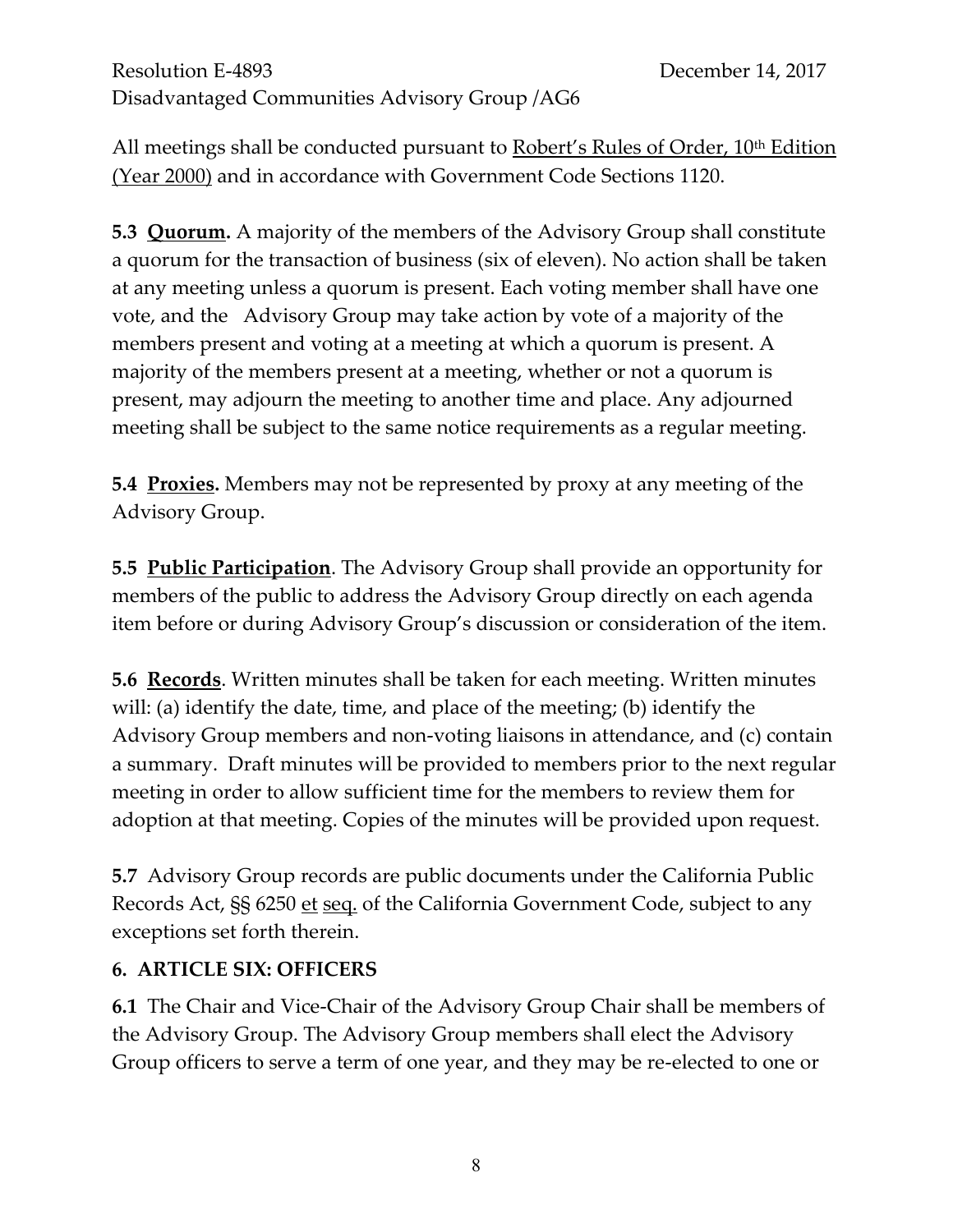All meetings shall be conducted pursuant to Robert's Rules of Order, 10th Edition (Year 2000) and in accordance with Government Code Sections 1120.

**5.3 Quorum.** A majority of the members of the Advisory Group shall constitute a quorum for the transaction of business (six of eleven). No action shall be taken at any meeting unless a quorum is present. Each voting member shall have one vote, and the Advisory Group may take action by vote of a majority of the members present and voting at a meeting at which a quorum is present. A majority of the members present at a meeting, whether or not a quorum is present, may adjourn the meeting to another time and place. Any adjourned meeting shall be subject to the same notice requirements as a regular meeting.

**5.4 Proxies.** Members may not be represented by proxy at any meeting of the Advisory Group.

**5.5 Public Participation**. The Advisory Group shall provide an opportunity for members of the public to address the Advisory Group directly on each agenda item before or during Advisory Group's discussion or consideration of the item.

**5.6 Records**. Written minutes shall be taken for each meeting. Written minutes will: (a) identify the date, time, and place of the meeting; (b) identify the Advisory Group members and non-voting liaisons in attendance, and (c) contain a summary. Draft minutes will be provided to members prior to the next regular meeting in order to allow sufficient time for the members to review them for adoption at that meeting. Copies of the minutes will be provided upon request.

**5.7** Advisory Group records are public documents under the California Public Records Act, §§ 6250 et seq. of the California Government Code, subject to any exceptions set forth therein.

## 6. ARTICLE SIX: OFFICERS

**6.1** The Chair and Vice-Chair of the Advisory Group Chair shall be members of the Advisory Group. The Advisory Group members shall elect the Advisory Group officers to serve a term of one year, and they may be re-elected to one or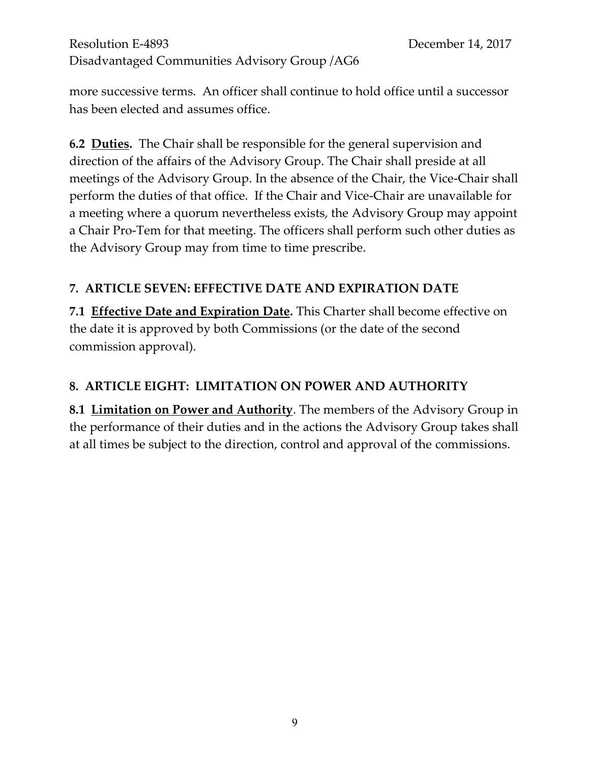more successive terms. An officer shall continue to hold office until a successor has been elected and assumes office.

**6.2 Duties.** The Chair shall be responsible for the general supervision and direction of the affairs of the Advisory Group. The Chair shall preside at all meetings of the Advisory Group. In the absence of the Chair, the Vice-Chair shall perform the duties of that office. If the Chair and Vice-Chair are unavailable for a meeting where a quorum nevertheless exists, the Advisory Group may appoint a Chair Pro-Tem for that meeting. The officers shall perform such other duties as the Advisory Group may from time to time prescribe.

## 7. ARTICLE SEVEN: EFFECTIVE DATE AND EXPIRATION DATE

**7.1 Effective Date and Expiration Date.** This Charter shall become effective on the date it is approved by both Commissions (or the date of the second commission approval).

## 8. ARTICLE EIGHT: LIMITATION ON POWER AND AUTHORITY

**8.1 Limitation on Power and Authority**. The members of the Advisory Group in the performance of their duties and in the actions the Advisory Group takes shall at all times be subject to the direction, control and approval of the commissions.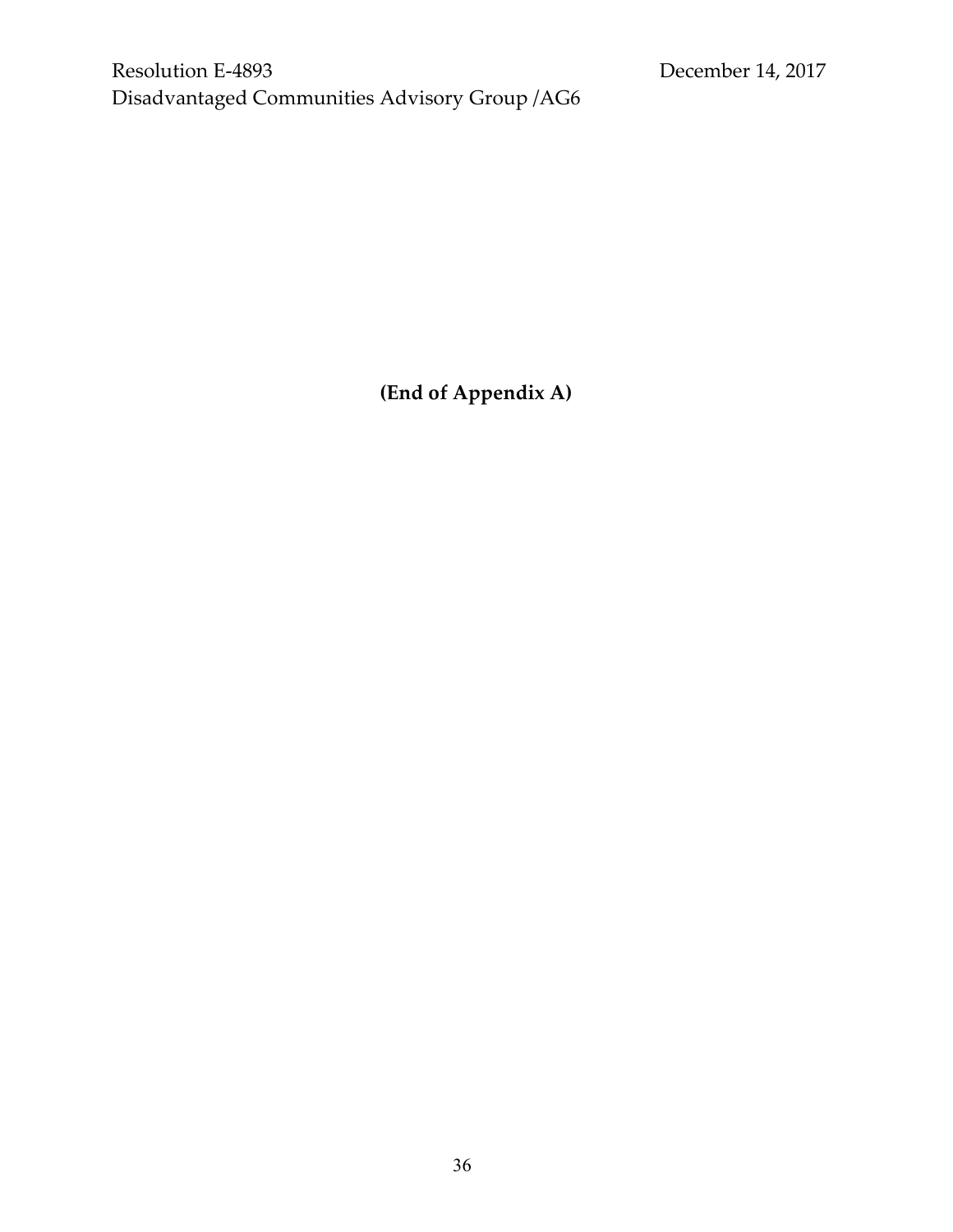**(End of Appendix A)**